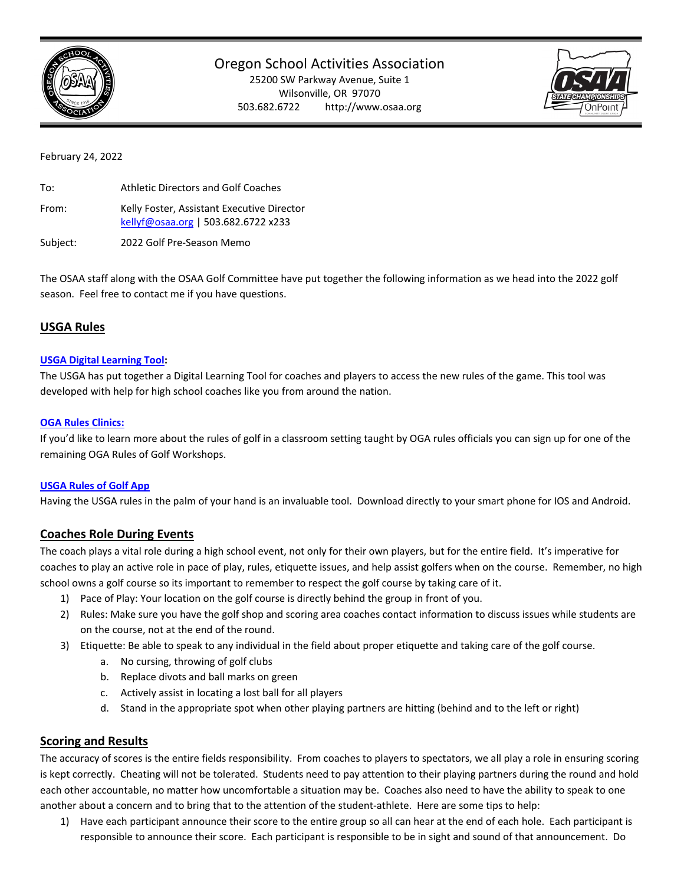# Oregon School Activities Association

25200 SW Parkway Avenue, Suite 1
Wilsonville, OR 97070
503.682.6722 http://www.osaa.org

February 24, 2022

To: Athletic Directors and Golf Coaches

From: Kelly Foster, Assistant Executive Director
kellyf@osaa.org | 503.682.6722 x233

Subject: 2022 Golf Pre-Season Memo

The OSAA staff along with the OSAA Golf Committee have put together the following information as we head into the 2022 golf season. Feel free to contact me if you have questions.

## USGA Rules

**USGA Digital Learning Tool:**
The USGA has put together a Digital Learning Tool for coaches and players to access the new rules of the game. This tool was developed with help for high school coaches like you from around the nation.

**OGA Rules Clinics:**
If you'd like to learn more about the rules of golf in a classroom setting taught by OGA rules officials you can sign up for one of the remaining OGA Rules of Golf Workshops.

**USGA Rules of Golf App**
Having the USGA rules in the palm of your hand is an invaluable tool. Download directly to your smart phone for IOS and Android.

## Coaches Role During Events

The coach plays a vital role during a high school event, not only for their own players, but for the entire field. It's imperative for coaches to play an active role in pace of play, rules, etiquette issues, and help assist golfers when on the course. Remember, no high school owns a golf course so its important to remember to respect the golf course by taking care of it.

1) Pace of Play: Your location on the golf course is directly behind the group in front of you.
2) Rules: Make sure you have the golf shop and scoring area coaches contact information to discuss issues while students are on the course, not at the end of the round.
3) Etiquette: Be able to speak to any individual in the field about proper etiquette and taking care of the golf course.
   a. No cursing, throwing of golf clubs
   b. Replace divots and ball marks on green
   c. Actively assist in locating a lost ball for all players
   d. Stand in the appropriate spot when other playing partners are hitting (behind and to the left or right)

## Scoring and Results

The accuracy of scores is the entire fields responsibility. From coaches to players to spectators, we all play a role in ensuring scoring is kept correctly. Cheating will not be tolerated. Students need to pay attention to their playing partners during the round and hold each other accountable, no matter how uncomfortable a situation may be. Coaches also need to have the ability to speak to one another about a concern and to bring that to the attention of the student-athlete. Here are some tips to help:

1) Have each participant announce their score to the entire group so all can hear at the end of each hole. Each participant is responsible to announce their score. Each participant is responsible to be in sight and sound of that announcement. Do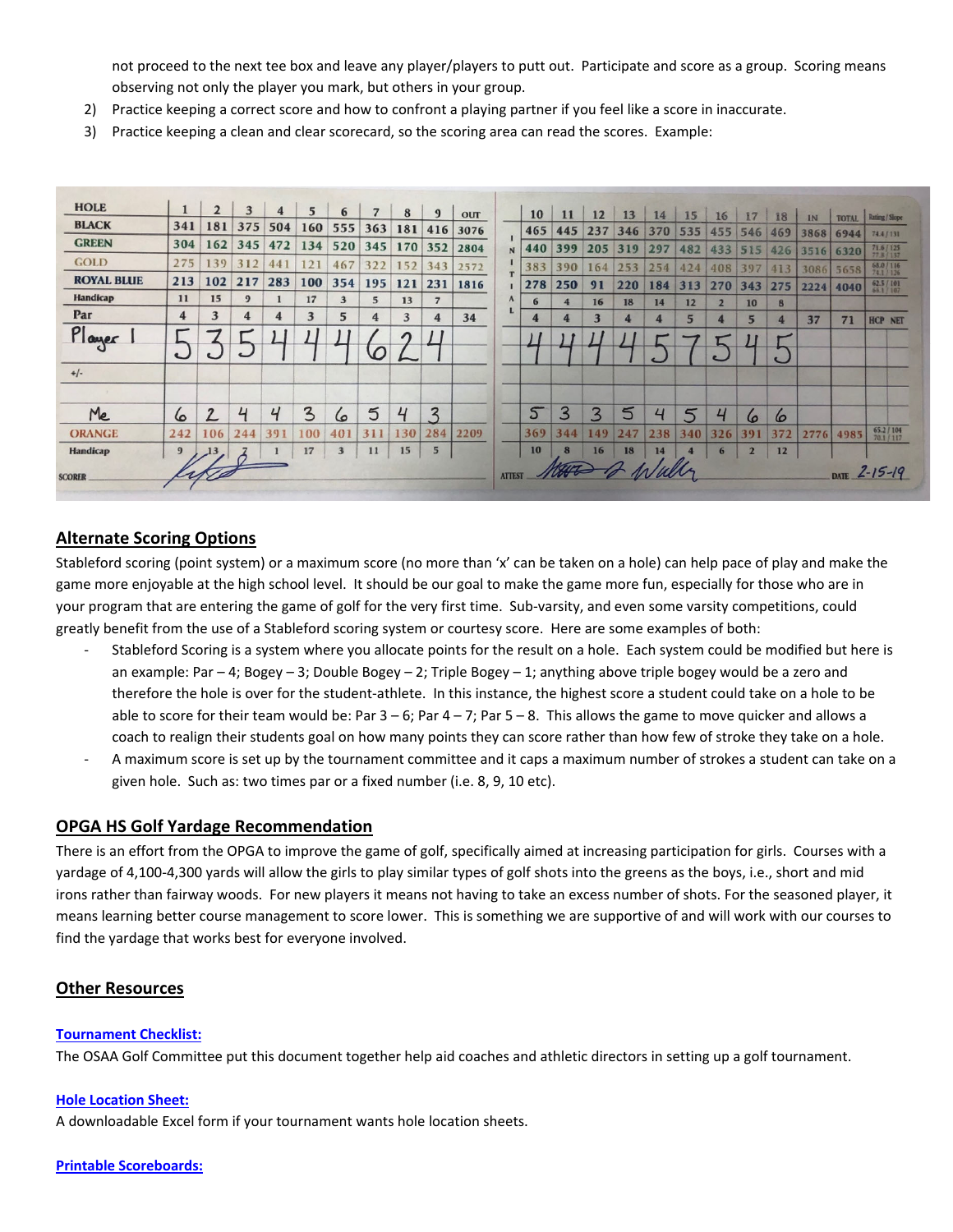not proceed to the next tee box and leave any player/players to putt out. Participate and score as a group. Scoring means observing not only the player you mark, but others in your group.

2) Practice keeping a correct score and how to confront a playing partner if you feel like a score in inaccurate.
3) Practice keeping a clean and clear scorecard, so the scoring area can read the scores. Example:

| HOLE | 1 | 2 | 3 | 4 | 5 | 6 | 7 | 8 | 9 | OUT | 10 | 11 | 12 | 13 | 14 | 15 | 16 | 17 | 18 | IN | TOTAL | Rating / Slope |
|---|---|---|---|---|---|---|---|---|---|---|---|---|---|---|---|---|---|---|---|---|---|---|
| BLACK | 341 | 181 | 375 | 504 | 160 | 555 | 363 | 181 | 416 | 3076 | 465 | 445 | 237 | 346 | 370 | 535 | 455 | 546 | 469 | 3868 | 6944 | 74.4 / 131 |
| GREEN | 304 | 162 | 345 | 472 | 134 | 520 | 345 | 170 | 352 | 2804 | 440 | 399 | 205 | 319 | 297 | 482 | 433 | 515 | 426 | 3516 | 6320 | 71.6 / 125 77.8 / 137 |
| GOLD | 275 | 139 | 312 | 441 | 121 | 467 | 322 | 152 | 343 | 2572 | 383 | 390 | 164 | 253 | 254 | 424 | 408 | 397 | 413 | 3086 | 5658 | 68.0 / 116 74.1 / 126 |
| ROYAL BLUE | 213 | 102 | 217 | 283 | 100 | 354 | 195 | 121 | 231 | 1816 | 278 | 250 | 91 | 220 | 184 | 313 | 270 | 343 | 275 | 2224 | 4040 | 62.5 / 101 66.1 / 107 |
| Handicap | 11 | 15 | 9 | 1 | 17 | 3 | 5 | 13 | 7 | | 6 | 4 | 16 | 18 | 14 | 12 | 2 | 10 | 8 | | | |
| Par | 4 | 3 | 4 | 4 | 3 | 5 | 4 | 3 | 4 | 34 | 4 | 4 | 3 | 4 | 4 | 5 | 4 | 5 | 4 | 37 | 71 | HCP NET |
| Player 1 | 5 | 3 | 5 | 4 | 4 | 4 | 6 | 2 | 4 | | 4 | 4 | 4 | 4 | 5 | 7 | 5 | 4 | 5 | | | |
| +/- | | | | | | | | | | | | | | | | | | | | | | |
| | | | | | | | | | | | | | | | | | | | | | | |
| Me | 6 | 2 | 4 | 4 | 3 | 6 | 5 | 4 | 3 | | 5 | 3 | 3 | 5 | 4 | 5 | 4 | 6 | 6 | | | |
| ORANGE | 242 | 106 | 244 | 391 | 100 | 401 | 311 | 130 | 284 | 2209 | 369 | 344 | 149 | 247 | 238 | 340 | 326 | 391 | 372 | 2776 | 4985 | 65.2 / 104 70.1 / 117 |
| Handicap | 9 | 13 | 7 | 1 | 17 | 3 | 11 | 15 | 5 | | 10 | 8 | 16 | 18 | 14 | 4 | 6 | 2 | 12 | | | |

SCORER ______ ATTEST ______ DATE 2-15-19

## Alternate Scoring Options

Stableford scoring (point system) or a maximum score (no more than 'x' can be taken on a hole) can help pace of play and make the game more enjoyable at the high school level. It should be our goal to make the game more fun, especially for those who are in your program that are entering the game of golf for the very first time. Sub-varsity, and even some varsity competitions, could greatly benefit from the use of a Stableford scoring system or courtesy score. Here are some examples of both:

- Stableford Scoring is a system where you allocate points for the result on a hole. Each system could be modified but here is an example: Par – 4; Bogey – 3; Double Bogey – 2; Triple Bogey – 1; anything above triple bogey would be a zero and therefore the hole is over for the student-athlete. In this instance, the highest score a student could take on a hole to be able to score for their team would be: Par 3 – 6; Par 4 – 7; Par 5 – 8. This allows the game to move quicker and allows a coach to realign their students goal on how many points they can score rather than how few of stroke they take on a hole.
- A maximum score is set up by the tournament committee and it caps a maximum number of strokes a student can take on a given hole. Such as: two times par or a fixed number (i.e. 8, 9, 10 etc).

## OPGA HS Golf Yardage Recommendation

There is an effort from the OPGA to improve the game of golf, specifically aimed at increasing participation for girls. Courses with a yardage of 4,100-4,300 yards will allow the girls to play similar types of golf shots into the greens as the boys, i.e., short and mid irons rather than fairway woods. For new players it means not having to take an excess number of shots. For the seasoned player, it means learning better course management to score lower. This is something we are supportive of and will work with our courses to find the yardage that works best for everyone involved.

## Other Resources

**Tournament Checklist:**

The OSAA Golf Committee put this document together help aid coaches and athletic directors in setting up a golf tournament.

**Hole Location Sheet:**

A downloadable Excel form if your tournament wants hole location sheets.

**Printable Scoreboards:**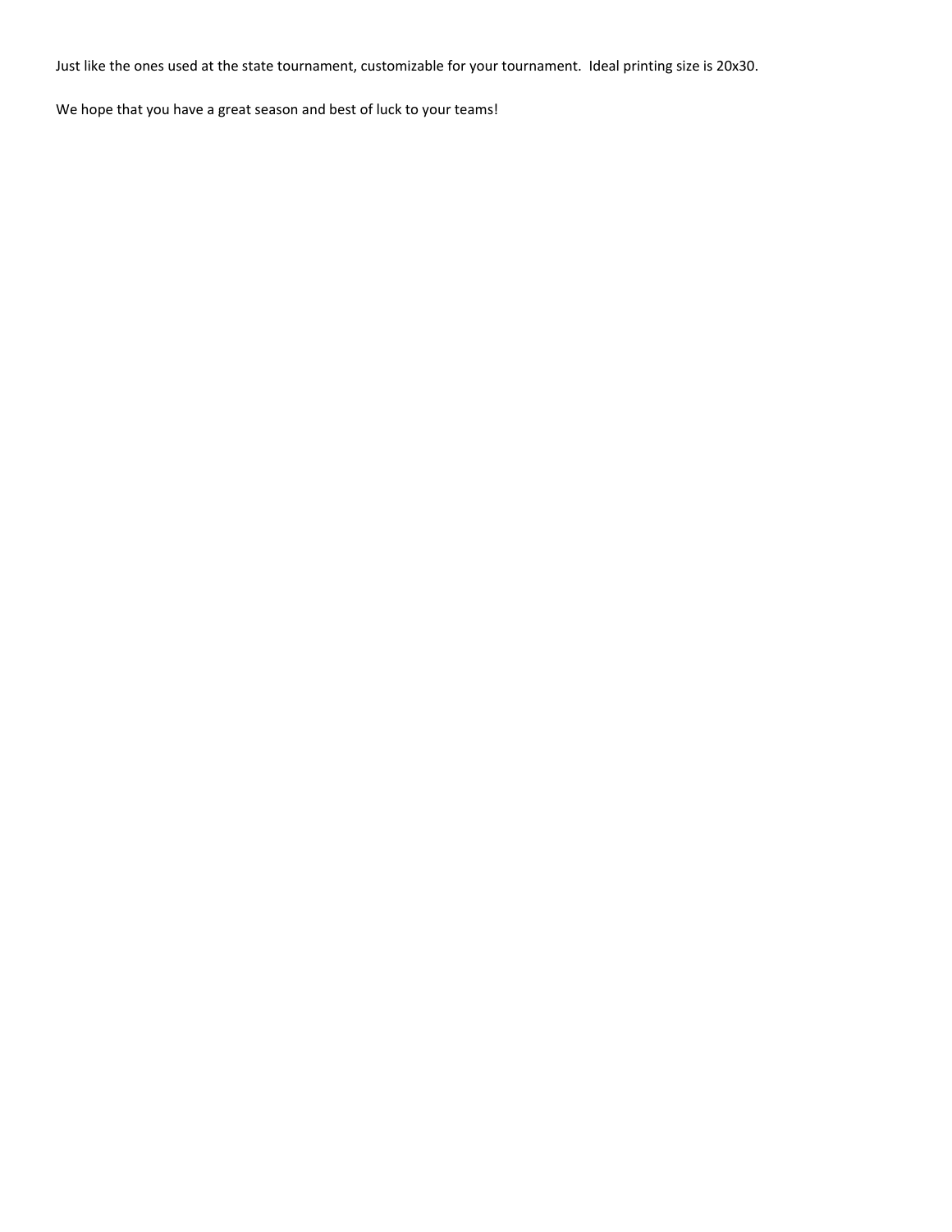Just like the ones used at the state tournament, customizable for your tournament.  Ideal printing size is 20x30.

We hope that you have a great season and best of luck to your teams!